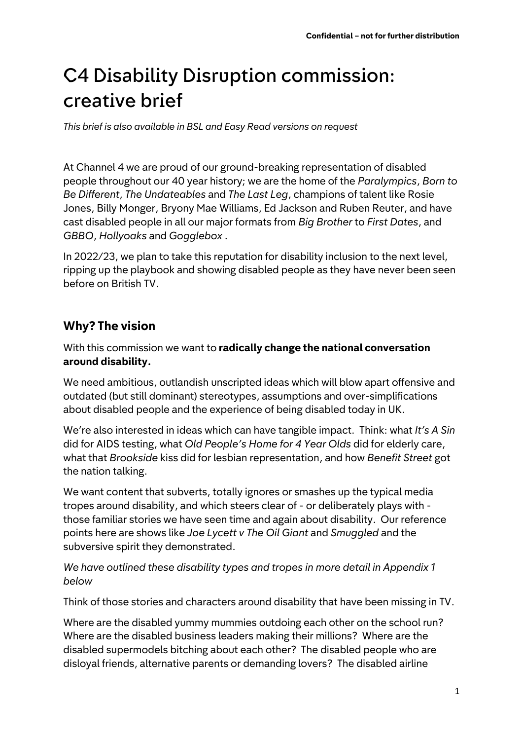# C4 Disability Disruption commission: creative brief

*This brief is also available in BSL and Easy Read versions on request*

At Channel 4 we are proud of our ground-breaking representation of disabled people throughout our 40 year history; we are the home of the *Paralympics*, *Born to Be Different*, *The Undateables* and *The Last Leg*, champions of talent like Rosie Jones, Billy Monger, Bryony Mae Williams, Ed Jackson and Ruben Reuter, and have cast disabled people in all our major formats from *Big Brother* to *First Dates*, and *GBBO*, *Hollyoaks* and *Gogglebox* .

In 2022/23, we plan to take this reputation for disability inclusion to the next level, ripping up the playbook and showing disabled people as they have never been seen before on British TV.

## Why? The vision

With this commission we want to **radically change the national conversation around disability.**

We need ambitious, outlandish unscripted ideas which will blow apart offensive and outdated (but still dominant) stereotypes, assumptions and over-simplifications about disabled people and the experience of being disabled today in UK.

We're also interested in ideas which can have tangible impact. Think: what *It's A Sin* did for AIDS testing, what *Old People's Home for 4 Year Olds* did for elderly care, what <u>that</u> *Brookside* kiss did for lesbian representation, and how *Benefit Street* got the nation talking.

We want content that subverts, totally ignores or smashes up the typical media tropes around disability, and which steers clear of - or deliberately plays with - those familiar stories we have seen time and again about disability. Our reference points here are shows like *Joe Lycett v The Oil Giant* and *Smuggled* and the subversive spirit they demonstrated.

*We have outlined these disability types and tropes in more detail in Appendix 1 below*

Think of those stories and characters around disability that have been missing in TV.

Where are the disabled yummy mummies outdoing each other on the school run? Where are the disabled business leaders making their millions? Where are the disabled supermodels bitching about each other? The disabled people who are disloyal friends, alternative parents or demanding lovers? The disabled airline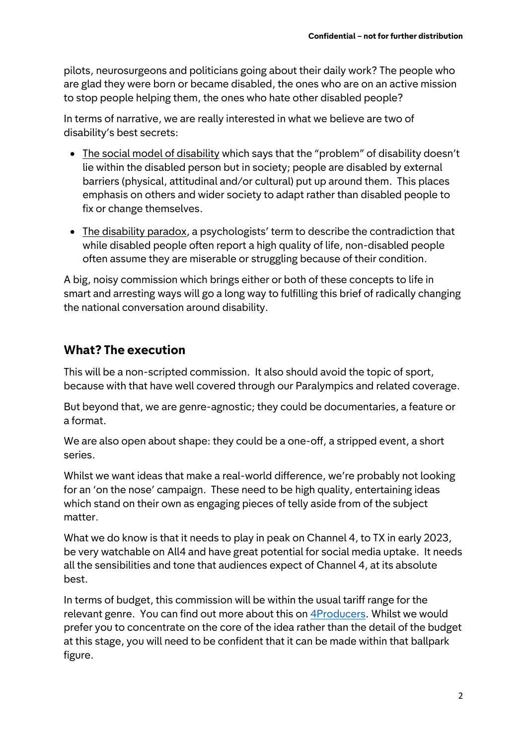pilots, neurosurgeons and politicians going about their daily work? The people who are glad they were born or became disabled, the ones who are on an active mission to stop people helping them, the ones who hate other disabled people?

In terms of narrative, we are really interested in what we believe are two of disability's best secrets:

- The social model of disability which says that the "problem" of disability doesn't lie within the disabled person but in society; people are disabled by external barriers (physical, attitudinal and/or cultural) put up around them. This places emphasis on others and wider society to adapt rather than disabled people to fix or change themselves.
- The disability paradox, a psychologists' term to describe the contradiction that while disabled people often report a high quality of life, non-disabled people often assume they are miserable or struggling because of their condition.

A big, noisy commission which brings either or both of these concepts to life in smart and arresting ways will go a long way to fulfilling this brief of radically changing the national conversation around disability.

## What? The execution

This will be a non-scripted commission. It also should avoid the topic of sport, because with that have well covered through our Paralympics and related coverage.

But beyond that, we are genre-agnostic; they could be documentaries, a feature or a format.

We are also open about shape: they could be a one-off, a stripped event, a short series.

Whilst we want ideas that make a real-world difference, we're probably not looking for an 'on the nose' campaign. These need to be high quality, entertaining ideas which stand on their own as engaging pieces of telly aside from of the subject matter.

What we do know is that it needs to play in peak on Channel 4, to TX in early 2023, be very watchable on All4 and have great potential for social media uptake. It needs all the sensibilities and tone that audiences expect of Channel 4, at its absolute best.

In terms of budget, this commission will be within the usual tariff range for the relevant genre. You can find out more about this on 4Producers. Whilst we would prefer you to concentrate on the core of the idea rather than the detail of the budget at this stage, you will need to be confident that it can be made within that ballpark figure.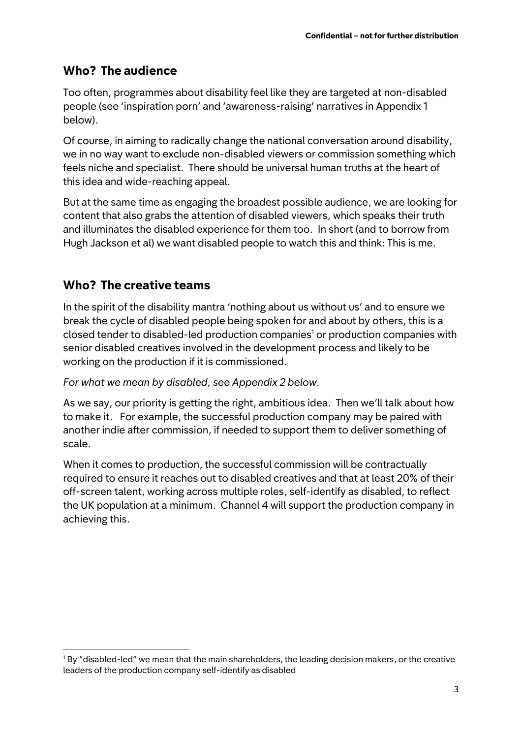## Who? The audience

Too often, programmes about disability feel like they are targeted at non-disabled people (see 'inspiration porn' and 'awareness-raising' narratives in Appendix 1 below).

Of course, in aiming to radically change the national conversation around disability, we in no way want to exclude non-disabled viewers or commission something which feels niche and specialist. There should be universal human truths at the heart of this idea and wide-reaching appeal.

But at the same time as engaging the broadest possible audience, we are looking for content that also grabs the attention of disabled viewers, which speaks their truth and illuminates the disabled experience for them too. In short (and to borrow from Hugh Jackson et al) we want disabled people to watch this and think: This is me.

## Who? The creative teams

In the spirit of the disability mantra 'nothing about us without us' and to ensure we break the cycle of disabled people being spoken for and about by others, this is a closed tender to disabled-led production companies[1] or production companies with senior disabled creatives involved in the development process and likely to be working on the production if it is commissioned.

*For what we mean by disabled, see Appendix 2 below.*

As we say, our priority is getting the right, ambitious idea. Then we'll talk about how to make it. For example, the successful production company may be paired with another indie after commission, if needed to support them to deliver something of scale.

When it comes to production, the successful commission will be contractually required to ensure it reaches out to disabled creatives and that at least 20% of their off-screen talent, working across multiple roles, self-identify as disabled, to reflect the UK population at a minimum. Channel 4 will support the production company in achieving this.

[1] By "disabled-led" we mean that the main shareholders, the leading decision makers, or the creative leaders of the production company self-identify as disabled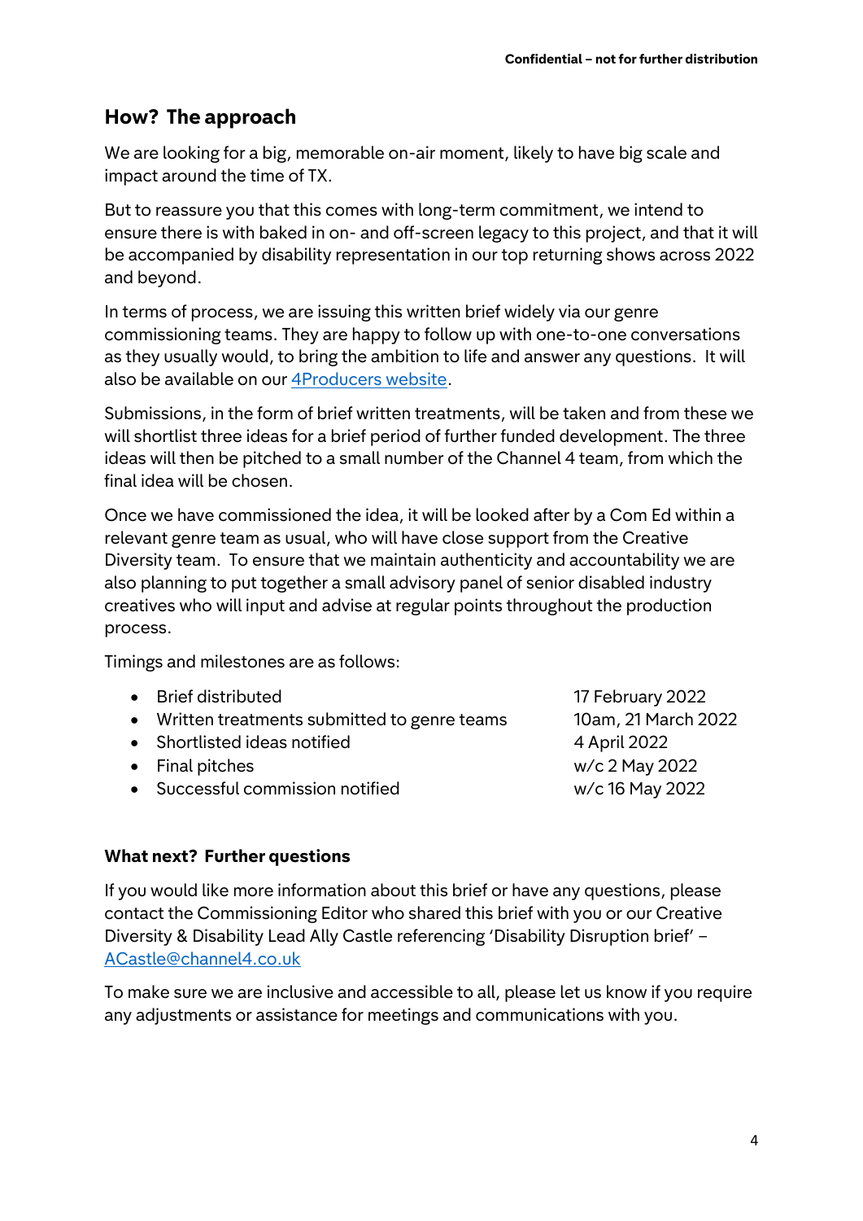## How? The approach

We are looking for a big, memorable on-air moment, likely to have big scale and impact around the time of TX.

But to reassure you that this comes with long-term commitment, we intend to ensure there is with baked in on- and off-screen legacy to this project, and that it will be accompanied by disability representation in our top returning shows across 2022 and beyond.

In terms of process, we are issuing this written brief widely via our genre commissioning teams. They are happy to follow up with one-to-one conversations as they usually would, to bring the ambition to life and answer any questions. It will also be available on our [4Producers website](#).

Submissions, in the form of brief written treatments, will be taken and from these we will shortlist three ideas for a brief period of further funded development. The three ideas will then be pitched to a small number of the Channel 4 team, from which the final idea will be chosen.

Once we have commissioned the idea, it will be looked after by a Com Ed within a relevant genre team as usual, who will have close support from the Creative Diversity team. To ensure that we maintain authenticity and accountability we are also planning to put together a small advisory panel of senior disabled industry creatives who will input and advise at regular points throughout the production process.

Timings and milestones are as follows:

- Brief distributed — 17 February 2022
- Written treatments submitted to genre teams — 10am, 21 March 2022
- Shortlisted ideas notified — 4 April 2022
- Final pitches — w/c 2 May 2022
- Successful commission notified — w/c 16 May 2022

### What next? Further questions

If you would like more information about this brief or have any questions, please contact the Commissioning Editor who shared this brief with you or our Creative Diversity & Disability Lead Ally Castle referencing 'Disability Disruption brief' – [ACastle@channel4.co.uk](mailto:ACastle@channel4.co.uk)

To make sure we are inclusive and accessible to all, please let us know if you require any adjustments or assistance for meetings and communications with you.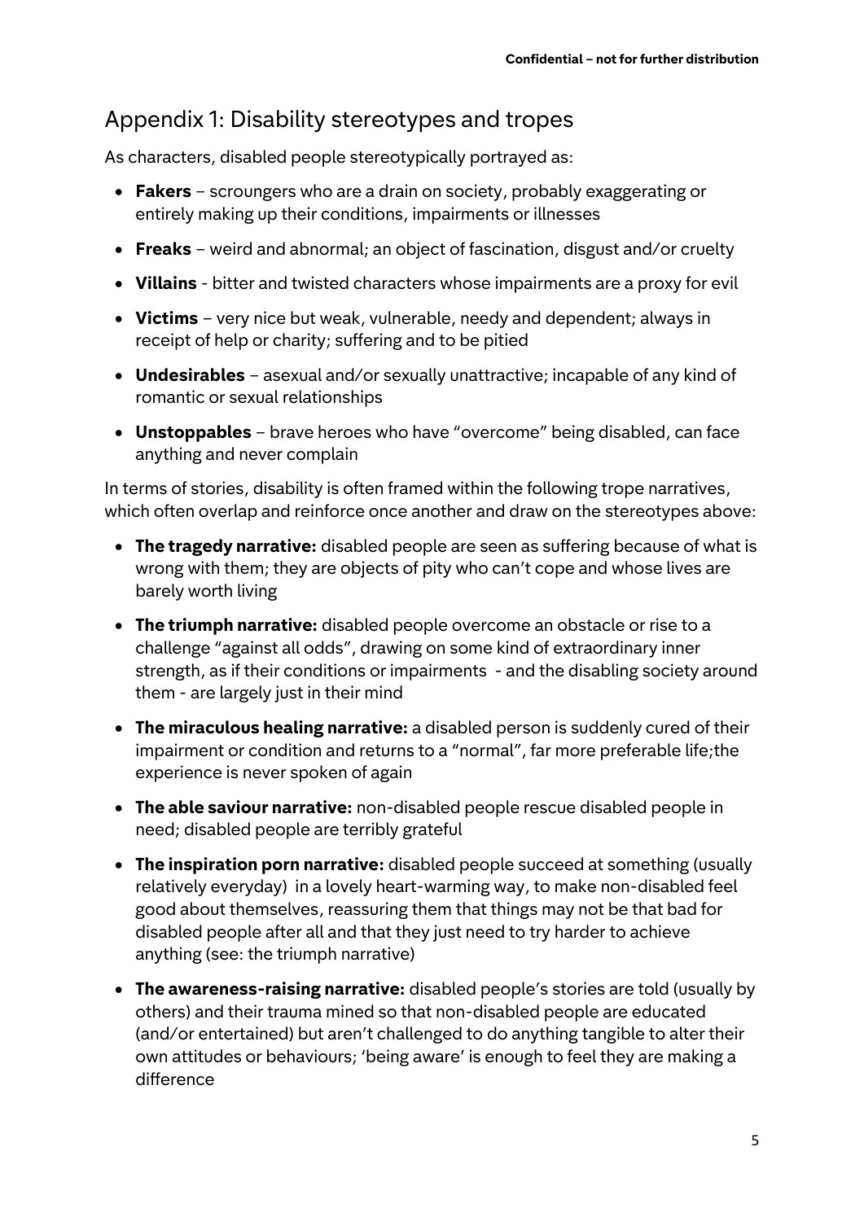## Appendix 1: Disability stereotypes and tropes

As characters, disabled people stereotypically portrayed as:

- **Fakers** – scroungers who are a drain on society, probably exaggerating or entirely making up their conditions, impairments or illnesses
- **Freaks** – weird and abnormal; an object of fascination, disgust and/or cruelty
- **Villains** - bitter and twisted characters whose impairments are a proxy for evil
- **Victims** – very nice but weak, vulnerable, needy and dependent; always in receipt of help or charity; suffering and to be pitied
- **Undesirables** – asexual and/or sexually unattractive; incapable of any kind of romantic or sexual relationships
- **Unstoppables** – brave heroes who have "overcome" being disabled, can face anything and never complain

In terms of stories, disability is often framed within the following trope narratives, which often overlap and reinforce once another and draw on the stereotypes above:

- **The tragedy narrative:** disabled people are seen as suffering because of what is wrong with them; they are objects of pity who can't cope and whose lives are barely worth living
- **The triumph narrative:** disabled people overcome an obstacle or rise to a challenge "against all odds", drawing on some kind of extraordinary inner strength, as if their conditions or impairments - and the disabling society around them - are largely just in their mind
- **The miraculous healing narrative:** a disabled person is suddenly cured of their impairment or condition and returns to a "normal", far more preferable life;the experience is never spoken of again
- **The able saviour narrative:** non-disabled people rescue disabled people in need; disabled people are terribly grateful
- **The inspiration porn narrative:** disabled people succeed at something (usually relatively everyday) in a lovely heart-warming way, to make non-disabled feel good about themselves, reassuring them that things may not be that bad for disabled people after all and that they just need to try harder to achieve anything (see: the triumph narrative)
- **The awareness-raising narrative:** disabled people's stories are told (usually by others) and their trauma mined so that non-disabled people are educated (and/or entertained) but aren't challenged to do anything tangible to alter their own attitudes or behaviours; 'being aware' is enough to feel they are making a difference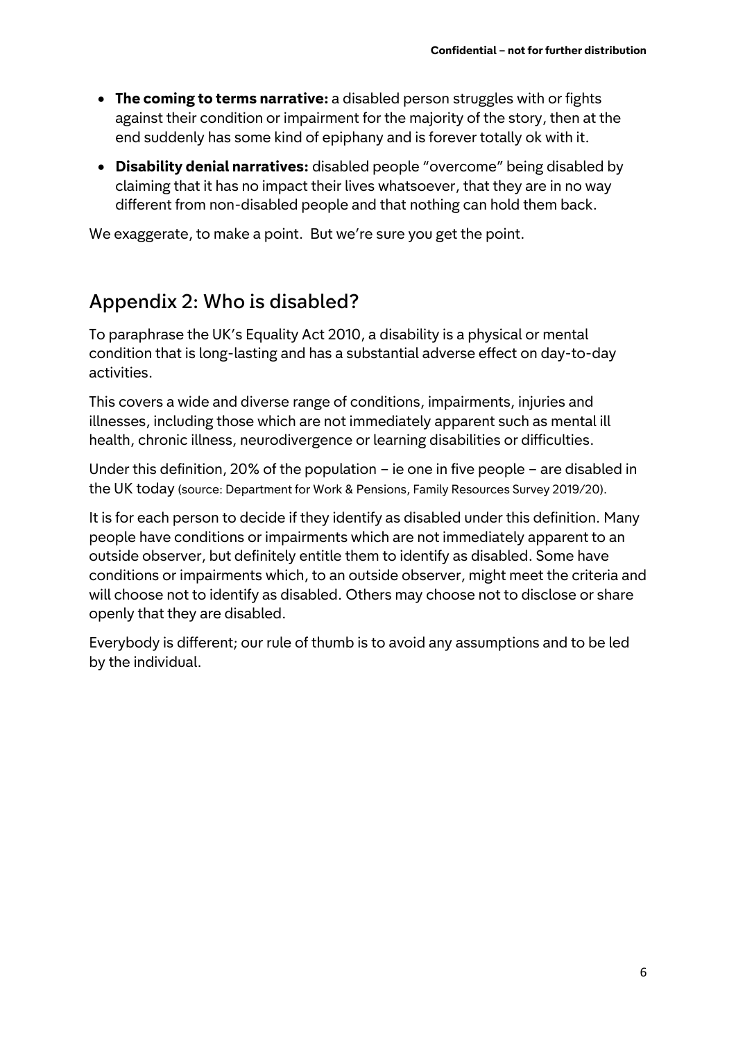- **The coming to terms narrative:** a disabled person struggles with or fights against their condition or impairment for the majority of the story, then at the end suddenly has some kind of epiphany and is forever totally ok with it.
- **Disability denial narratives:** disabled people "overcome" being disabled by claiming that it has no impact their lives whatsoever, that they are in no way different from non-disabled people and that nothing can hold them back.

We exaggerate, to make a point. But we're sure you get the point.

## Appendix 2: Who is disabled?

To paraphrase the UK's Equality Act 2010, a disability is a physical or mental condition that is long-lasting and has a substantial adverse effect on day-to-day activities.

This covers a wide and diverse range of conditions, impairments, injuries and illnesses, including those which are not immediately apparent such as mental ill health, chronic illness, neurodivergence or learning disabilities or difficulties.

Under this definition, 20% of the population – ie one in five people – are disabled in the UK today (source: Department for Work & Pensions, Family Resources Survey 2019/20).

It is for each person to decide if they identify as disabled under this definition. Many people have conditions or impairments which are not immediately apparent to an outside observer, but definitely entitle them to identify as disabled. Some have conditions or impairments which, to an outside observer, might meet the criteria and will choose not to identify as disabled. Others may choose not to disclose or share openly that they are disabled.

Everybody is different; our rule of thumb is to avoid any assumptions and to be led by the individual.